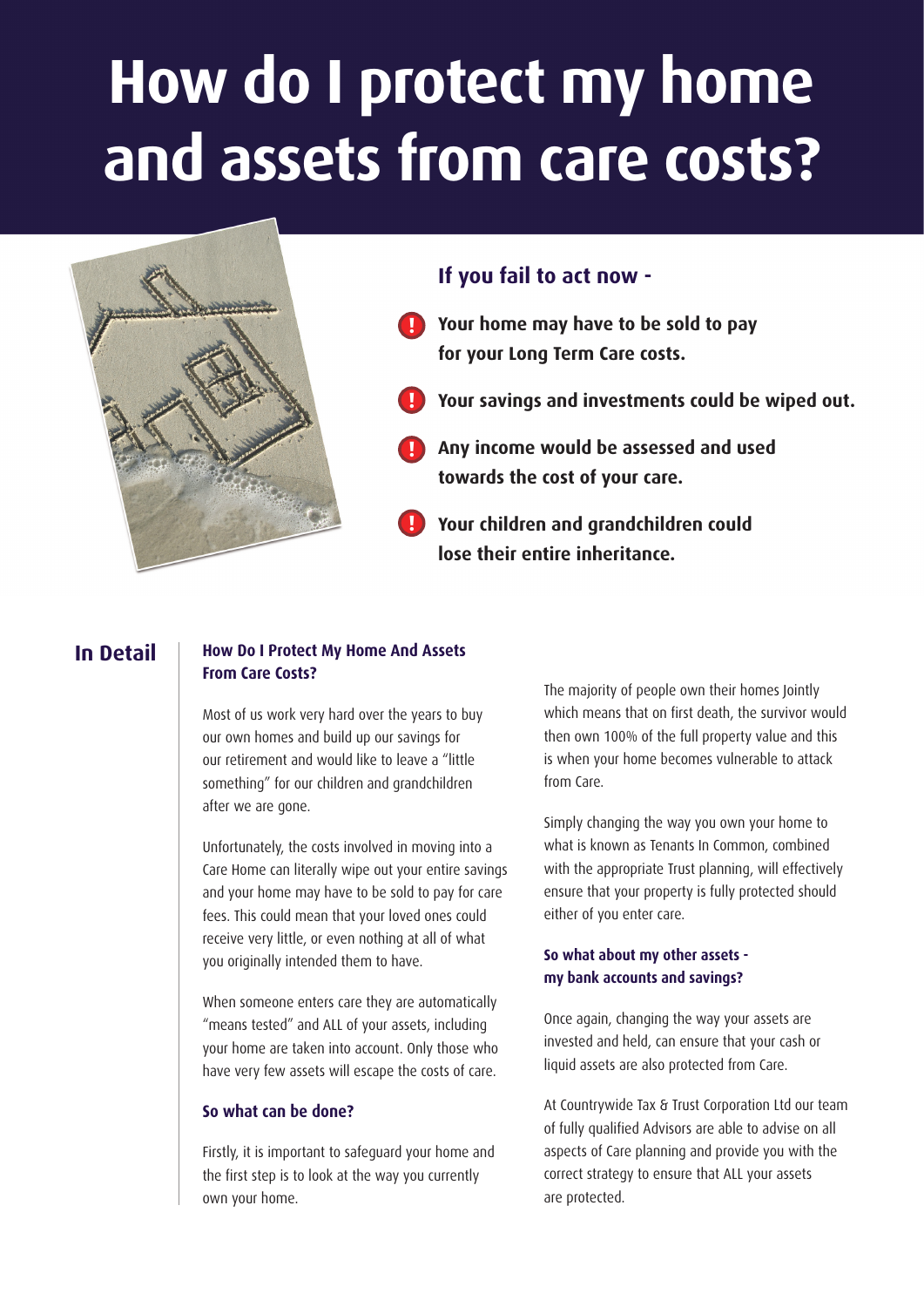# How do I protect my home and assets from care costs?

### If you fail to act now -

- **Your home may have to be sold to pay for your Long Term Care costs.**
- **Your savings and investments could be wiped out.**
- **Any income would be assessed and used towards the cost of your care.**
- **Your children and grandchildren could lose their entire inheritance.**

## In Detail

### How Do I Protect My Home And Assets From Care Costs?

Most of us work very hard over the years to buy our own homes and build up our savings for our retirement and would like to leave a "little something" for our children and grandchildren after we are gone.

Unfortunately, the costs involved in moving into a Care Home can literally wipe out your entire savings and your home may have to be sold to pay for care fees. This could mean that your loved ones could receive very little, or even nothing at all of what you originally intended them to have.

When someone enters care they are automatically "means tested" and ALL of your assets, including your home are taken into account. Only those who have very few assets will escape the costs of care.

### So what can be done?

Firstly, it is important to safeguard your home and the first step is to look at the way you currently own your home.

The majority of people own their homes Jointly which means that on first death, the survivor would then own 100% of the full property value and this is when your home becomes vulnerable to attack from Care.

Simply changing the way you own your home to what is known as Tenants In Common, combined with the appropriate Trust planning, will effectively ensure that your property is fully protected should either of you enter care.

### So what about my other assets - my bank accounts and savings?

Once again, changing the way your assets are invested and held, can ensure that your cash or liquid assets are also protected from Care.

At Countrywide Tax & Trust Corporation Ltd our team of fully qualified Advisors are able to advise on all aspects of Care planning and provide you with the correct strategy to ensure that ALL your assets are protected.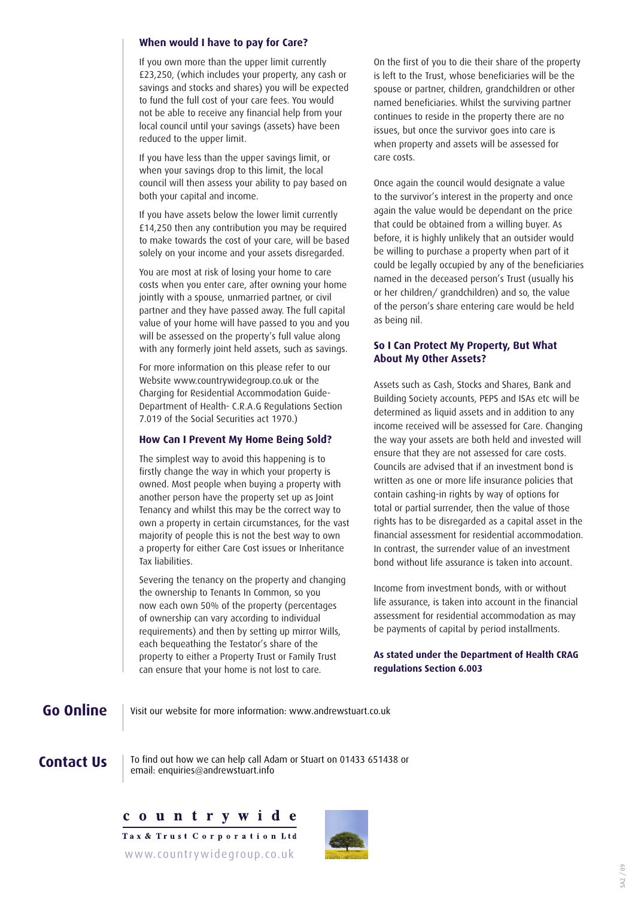### When would I have to pay for Care?

If you own more than the upper limit currently £23,250, (which includes your property, any cash or savings and stocks and shares) you will be expected to fund the full cost of your care fees. You would not be able to receive any financial help from your local council until your savings (assets) have been reduced to the upper limit.

If you have less than the upper savings limit, or when your savings drop to this limit, the local council will then assess your ability to pay based on both your capital and income.

If you have assets below the lower limit currently £14,250 then any contribution you may be required to make towards the cost of your care, will be based solely on your income and your assets disregarded.

You are most at risk of losing your home to care costs when you enter care, after owning your home jointly with a spouse, unmarried partner, or civil partner and they have passed away. The full capital value of your home will have passed to you and you will be assessed on the property's full value along with any formerly joint held assets, such as savings.

For more information on this please refer to our Website www.countrywidegroup.co.uk or the Charging for Residential Accommodation Guide- Department of Health- C.R.A.G Regulations Section 7.019 of the Social Securities act 1970.)

### How Can I Prevent My Home Being Sold?

The simplest way to avoid this happening is to firstly change the way in which your property is owned. Most people when buying a property with another person have the property set up as Joint Tenancy and whilst this may be the correct way to own a property in certain circumstances, for the vast majority of people this is not the best way to own a property for either Care Cost issues or Inheritance Tax liabilities.

Severing the tenancy on the property and changing the ownership to Tenants In Common, so you now each own 50% of the property (percentages of ownership can vary according to individual requirements) and then by setting up mirror Wills, each bequeathing the Testator's share of the property to either a Property Trust or Family Trust can ensure that your home is not lost to care.

On the first of you to die their share of the property is left to the Trust, whose beneficiaries will be the spouse or partner, children, grandchildren or other named beneficiaries. Whilst the surviving partner continues to reside in the property there are no issues, but once the survivor goes into care is when property and assets will be assessed for care costs.

Once again the council would designate a value to the survivor's interest in the property and once again the value would be dependant on the price that could be obtained from a willing buyer. As before, it is highly unlikely that an outsider would be willing to purchase a property when part of it could be legally occupied by any of the beneficiaries named in the deceased person's Trust (usually his or her children/ grandchildren) and so, the value of the person's share entering care would be held as being nil.

### So I Can Protect My Property, But What About My Other Assets?

Assets such as Cash, Stocks and Shares, Bank and Building Society accounts, PEPS and ISAs etc will be determined as liquid assets and in addition to any income received will be assessed for Care. Changing the way your assets are both held and invested will ensure that they are not assessed for care costs. Councils are advised that if an investment bond is written as one or more life insurance policies that contain cashing-in rights by way of options for total or partial surrender, then the value of those rights has to be disregarded as a capital asset in the financial assessment for residential accommodation. In contrast, the surrender value of an investment bond without life assurance is taken into account.

Income from investment bonds, with or without life assurance, is taken into account in the financial assessment for residential accommodation as may be payments of capital by period installments.

**As stated under the Department of Health CRAG regulations Section 6.003**

## Go Online

Visit our website for more information: www.andrewstuart.co.uk

## Contact Us

To find out how we can help call Adam or Stuart on 01433 651438 or email: enquiries@andrewstuart.info

countrywide

Tax & Trust Corporation Ltd

www.countrywidegroup.co.uk

SA2 / 09